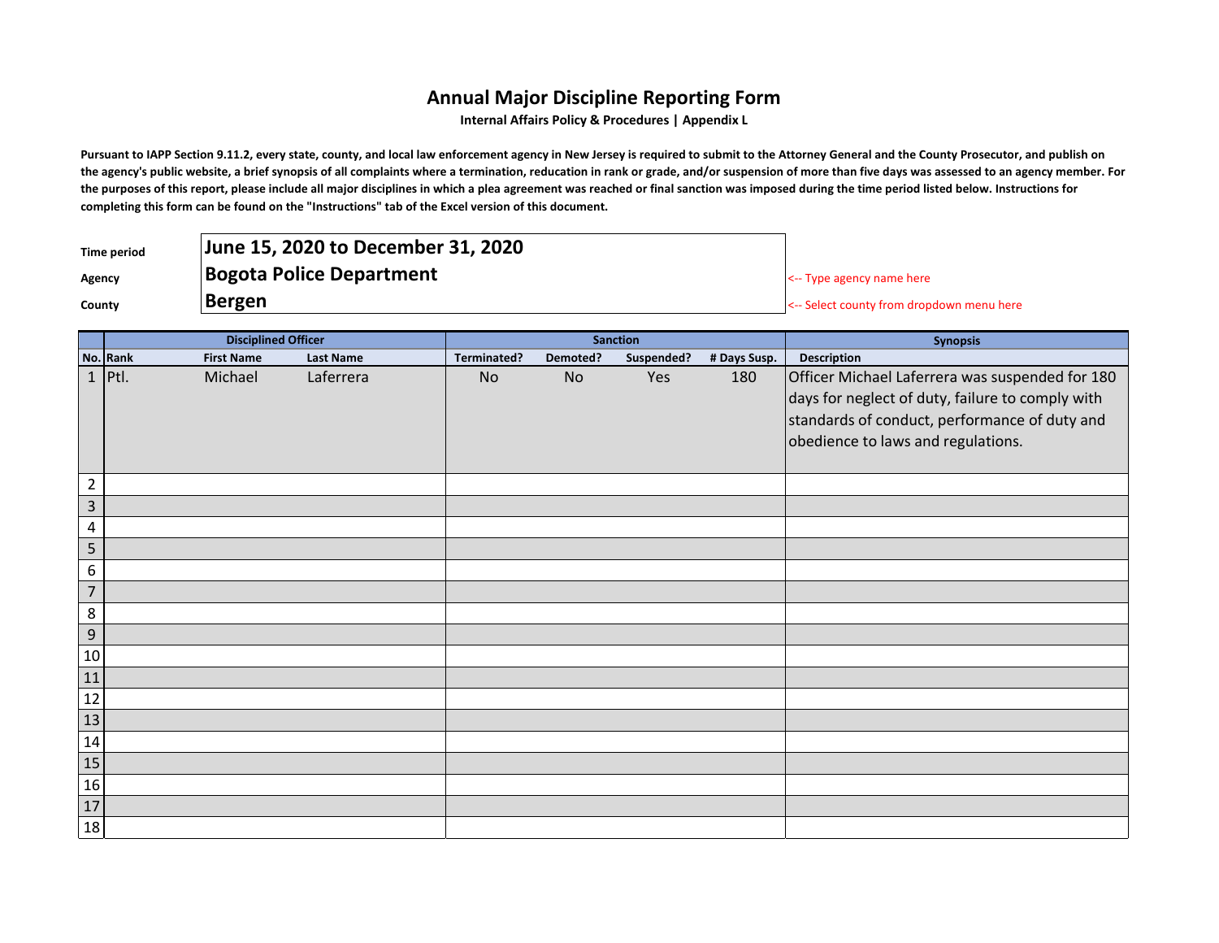# Annual Major Discipline Reporting Form

**Internal Affairs Policy & Procedures | Appendix L**

**Pursuant to IAPP Section 9.11.2, every state, county, and local law enforcement agency in New Jersey is required to submit to the Attorney General and the County Prosecutor, and publish on the agency's public website, a brief synopsis of all complaints where a termination, reducation in rank or grade, and/or suspension of more than five days was assessed to an agency member. For the purposes of this report, please include all major disciplines in which a plea agreement was reached or final sanction was imposed during the time period listed below. Instructions for completing this form can be found on the "Instructions" tab of the Excel version of this document.**

| | | |
|---|---|---|
| **Time period** | **June 15, 2020 to December 31, 2020** | |
| **Agency** | **Bogota Police Department** | <-- Type agency name here |
| **County** | **Bergen** | <-- Select county from dropdown menu here |

| | Disciplined Officer | | | Sanction | | | | Synopsis |
|---|---|---|---|---|---|---|---|---|
| **No.** | **Rank** | **First Name** | **Last Name** | **Terminated?** | **Demoted?** | **Suspended?** | **# Days Susp.** | **Description** |
| 1 | Ptl. | Michael | Laferrera | No | No | Yes | 180 | Officer Michael Laferrera was suspended for 180 days for neglect of duty, failure to comply with standards of conduct, performance of duty and obedience to laws and regulations. |
| 2 | | | | | | | | |
| 3 | | | | | | | | |
| 4 | | | | | | | | |
| 5 | | | | | | | | |
| 6 | | | | | | | | |
| 7 | | | | | | | | |
| 8 | | | | | | | | |
| 9 | | | | | | | | |
| 10 | | | | | | | | |
| 11 | | | | | | | | |
| 12 | | | | | | | | |
| 13 | | | | | | | | |
| 14 | | | | | | | | |
| 15 | | | | | | | | |
| 16 | | | | | | | | |
| 17 | | | | | | | | |
| 18 | | | | | | | | |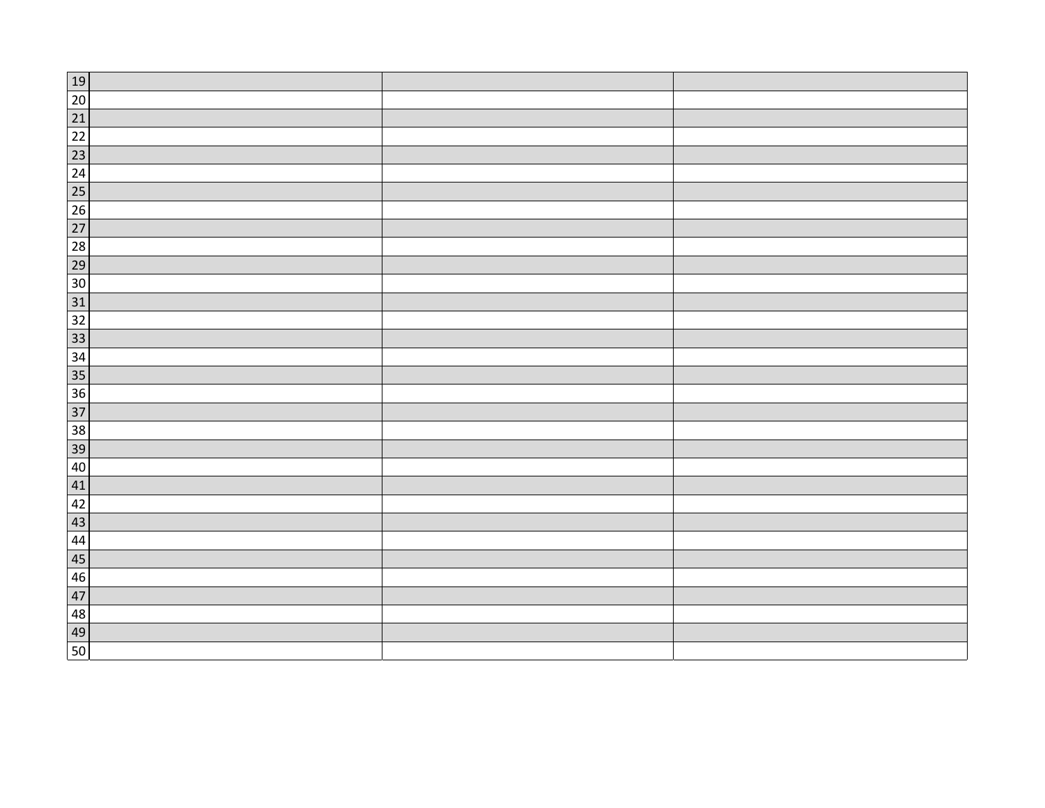| | | | |
|---|---|---|---|
| 19 | | | |
| 20 | | | |
| 21 | | | |
| 22 | | | |
| 23 | | | |
| 24 | | | |
| 25 | | | |
| 26 | | | |
| 27 | | | |
| 28 | | | |
| 29 | | | |
| 30 | | | |
| 31 | | | |
| 32 | | | |
| 33 | | | |
| 34 | | | |
| 35 | | | |
| 36 | | | |
| 37 | | | |
| 38 | | | |
| 39 | | | |
| 40 | | | |
| 41 | | | |
| 42 | | | |
| 43 | | | |
| 44 | | | |
| 45 | | | |
| 46 | | | |
| 47 | | | |
| 48 | | | |
| 49 | | | |
| 50 | | | |